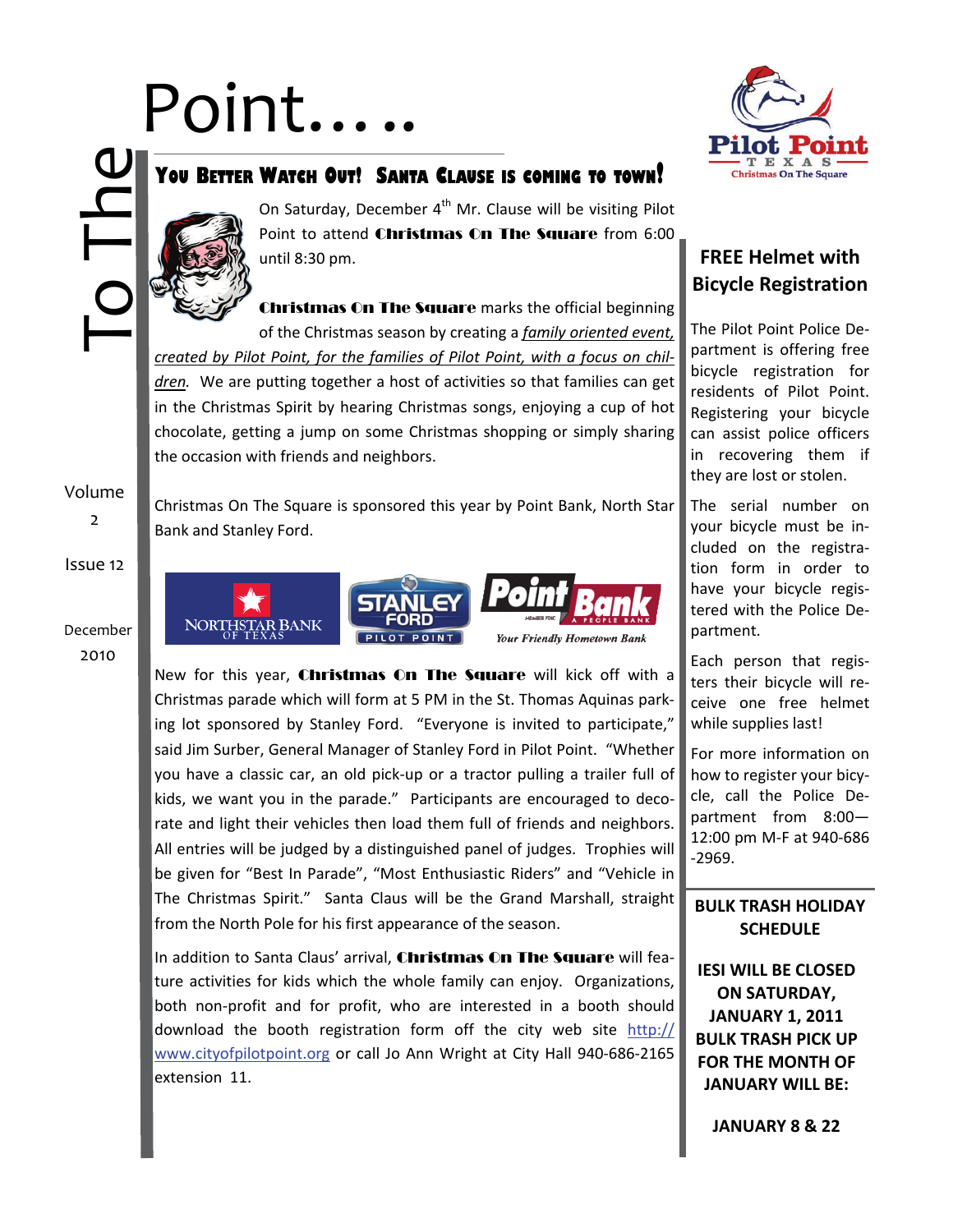# To The Point.....

Volume 2

Issue 12

December 2010

## YOU BETTER WATCH OUT! SANTA CLAUSE IS COMING TO TOWN!

On Saturday, December 4th Mr. Clause will be visiting Pilot Point to attend **Christmas On The Square** from 6:00 until 8:30 pm.

**Christmas On The Square** marks the official beginning of the Christmas season by creating a *family oriented event, created by Pilot Point, for the families of Pilot Point, with a focus on children.* We are putting together a host of activities so that families can get in the Christmas Spirit by hearing Christmas songs, enjoying a cup of hot chocolate, getting a jump on some Christmas shopping or simply sharing the occasion with friends and neighbors.

Christmas On The Square is sponsored this year by Point Bank, North Star Bank and Stanley Ford.

New for this year, **Christmas On The Square** will kick off with a Christmas parade which will form at 5 PM in the St. Thomas Aquinas parking lot sponsored by Stanley Ford. "Everyone is invited to participate," said Jim Surber, General Manager of Stanley Ford in Pilot Point. "Whether you have a classic car, an old pick-up or a tractor pulling a trailer full of kids, we want you in the parade." Participants are encouraged to decorate and light their vehicles then load them full of friends and neighbors. All entries will be judged by a distinguished panel of judges. Trophies will be given for "Best In Parade", "Most Enthusiastic Riders" and "Vehicle in The Christmas Spirit." Santa Claus will be the Grand Marshall, straight from the North Pole for his first appearance of the season.

In addition to Santa Claus' arrival, **Christmas On The Square** will feature activities for kids which the whole family can enjoy. Organizations, both non-profit and for profit, who are interested in a booth should download the booth registration form off the city web site http://www.cityofpilotpoint.org or call Jo Ann Wright at City Hall 940-686-2165 extension 11.

## FREE Helmet with Bicycle Registration

The Pilot Point Police Department is offering free bicycle registration for residents of Pilot Point. Registering your bicycle can assist police officers in recovering them if they are lost or stolen.

The serial number on your bicycle must be included on the registration form in order to have your bicycle registered with the Police Department.

Each person that registers their bicycle will receive one free helmet while supplies last!

For more information on how to register your bicycle, call the Police Department from 8:00—12:00 pm M-F at 940-686-2969.

## BULK TRASH HOLIDAY SCHEDULE

**IESI WILL BE CLOSED ON SATURDAY, JANUARY 1, 2011 BULK TRASH PICK UP FOR THE MONTH OF JANUARY WILL BE:**

**JANUARY 8 & 22**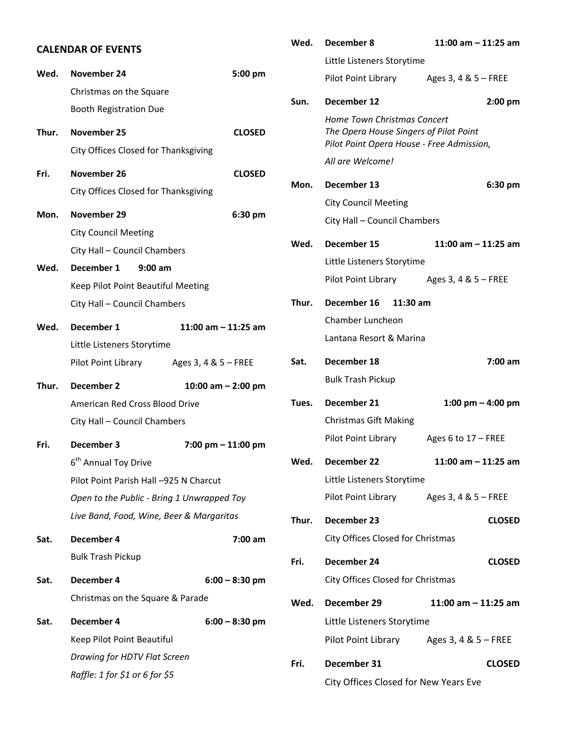## CALENDAR OF EVENTS

**Wed.** **November 24** **5:00 pm**
Christmas on the Square
Booth Registration Due

**Thur.** **November 25** **CLOSED**
City Offices Closed for Thanksgiving

**Fri.** **November 26** **CLOSED**
City Offices Closed for Thanksgiving

**Mon.** **November 29** **6:30 pm**
City Council Meeting
City Hall – Council Chambers

**Wed.** **December 1** **9:00 am**
Keep Pilot Point Beautiful Meeting
City Hall – Council Chambers

**Wed.** **December 1** **11:00 am – 11:25 am**
Little Listeners Storytime
Pilot Point Library Ages 3, 4 & 5 – FREE

**Thur.** **December 2** **10:00 am – 2:00 pm**
American Red Cross Blood Drive
City Hall – Council Chambers

**Fri.** **December 3** **7:00 pm – 11:00 pm**
6th Annual Toy Drive
Pilot Point Parish Hall –925 N Charcut
*Open to the Public - Bring 1 Unwrapped Toy*
*Live Band, Food, Wine, Beer & Margaritas*

**Sat.** **December 4** **7:00 am**
Bulk Trash Pickup

**Sat.** **December 4** **6:00 – 8:30 pm**
Christmas on the Square & Parade

**Sat.** **December 4** **6:00 – 8:30 pm**
Keep Pilot Point Beautiful
*Drawing for HDTV Flat Screen*
*Raffle: 1 for $1 or 6 for $5*

**Wed.** **December 8** **11:00 am – 11:25 am**
Little Listeners Storytime
Pilot Point Library Ages 3, 4 & 5 – FREE

**Sun.** **December 12** **2:00 pm**
*Home Town Christmas Concert*
*The Opera House Singers of Pilot Point*
*Pilot Point Opera House - Free Admission,*
*All are Welcome!*

**Mon.** **December 13** **6:30 pm**
City Council Meeting
City Hall – Council Chambers

**Wed.** **December 15** **11:00 am – 11:25 am**
Little Listeners Storytime
Pilot Point Library Ages 3, 4 & 5 – FREE

**Thur.** **December 16** **11:30 am**
Chamber Luncheon
Lantana Resort & Marina

**Sat.** **December 18** **7:00 am**
Bulk Trash Pickup

**Tues.** **December 21** **1:00 pm – 4:00 pm**
Christmas Gift Making
Pilot Point Library Ages 6 to 17 – FREE

**Wed.** **December 22** **11:00 am – 11:25 am**
Little Listeners Storytime
Pilot Point Library Ages 3, 4 & 5 – FREE

**Thur.** **December 23** **CLOSED**
City Offices Closed for Christmas

**Fri.** **December 24** **CLOSED**
City Offices Closed for Christmas

**Wed.** **December 29** **11:00 am – 11:25 am**
Little Listeners Storytime
Pilot Point Library Ages 3, 4 & 5 – FREE

**Fri.** **December 31** **CLOSED**
City Offices Closed for New Years Eve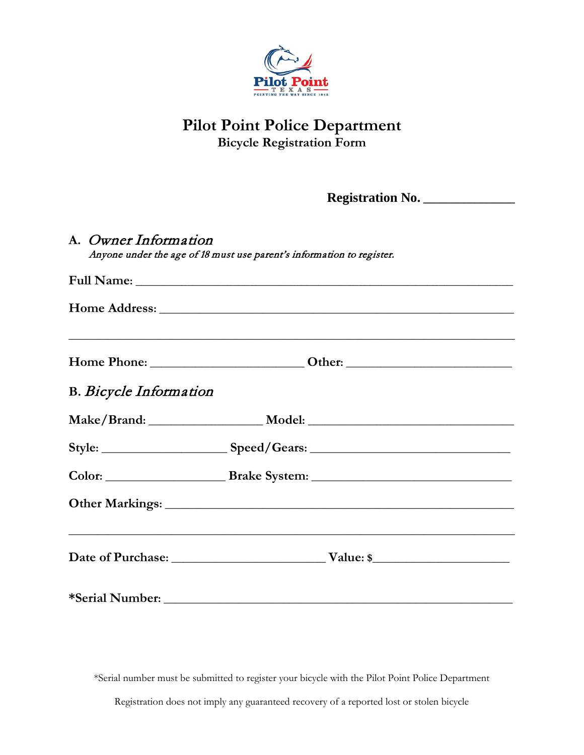# Pilot Point Police Department

## Bicycle Registration Form

**Registration No.** ______________

### A. *Owner Information*

*Anyone under the age of 18 must use parent's information to register.*

**Full Name:** ____________________________________________

**Home Address:** ____________________________________________

____________________________________________

**Home Phone:** ______________________ **Other:** ______________________

### B. *Bicycle Information*

**Make/Brand:** ________________ **Model:** ________________________

**Style:** __________________ **Speed/Gears:** ________________________

**Color:** __________________ **Brake System:** ________________________

**Other Markings:** ____________________________________________

____________________________________________

**Date of Purchase:** ______________________ **Value:** $__________________

***Serial Number:** ____________________________________________

*Serial number must be submitted to register your bicycle with the Pilot Point Police Department

Registration does not imply any guaranteed recovery of a reported lost or stolen bicycle